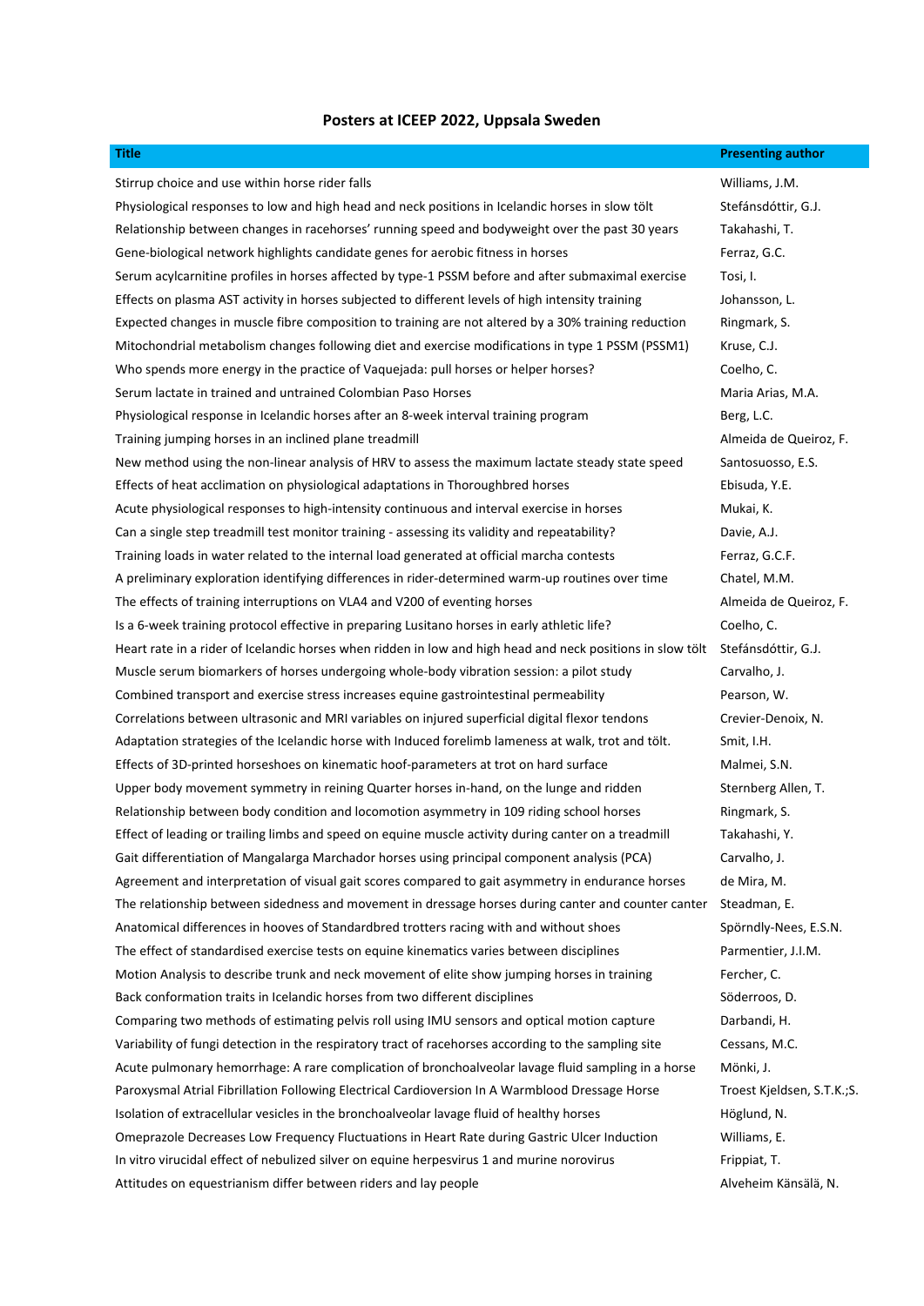# Posters at ICEEP 2022, Uppsala Sweden

| Title | Presenting author |
|---|---|
| Stirrup choice and use within horse rider falls | Williams, J.M. |
| Physiological responses to low and high head and neck positions in Icelandic horses in slow tölt | Stefánsdóttir, G.J. |
| Relationship between changes in racehorses' running speed and bodyweight over the past 30 years | Takahashi, T. |
| Gene-biological network highlights candidate genes for aerobic fitness in horses | Ferraz, G.C. |
| Serum acylcarnitine profiles in horses affected by type-1 PSSM before and after submaximal exercise | Tosi, I. |
| Effects on plasma AST activity in horses subjected to different levels of high intensity training | Johansson, L. |
| Expected changes in muscle fibre composition to training are not altered by a 30% training reduction | Ringmark, S. |
| Mitochondrial metabolism changes following diet and exercise modifications in type 1 PSSM (PSSM1) | Kruse, C.J. |
| Who spends more energy in the practice of Vaquejada: pull horses or helper horses? | Coelho, C. |
| Serum lactate in trained and untrained Colombian Paso Horses | Maria Arias, M.A. |
| Physiological response in Icelandic horses after an 8-week interval training program | Berg, L.C. |
| Training jumping horses in an inclined plane treadmill | Almeida de Queiroz, F. |
| New method using the non-linear analysis of HRV to assess the maximum lactate steady state speed | Santosuosso, E.S. |
| Effects of heat acclimation on physiological adaptations in Thoroughbred horses | Ebisuda, Y.E. |
| Acute physiological responses to high-intensity continuous and interval exercise in horses | Mukai, K. |
| Can a single step treadmill test monitor training - assessing its validity and repeatability? | Davie, A.J. |
| Training loads in water related to the internal load generated at official marcha contests | Ferraz, G.C.F. |
| A preliminary exploration identifying differences in rider-determined warm-up routines over time | Chatel, M.M. |
| The effects of training interruptions on VLA4 and V200 of eventing horses | Almeida de Queiroz, F. |
| Is a 6-week training protocol effective in preparing Lusitano horses in early athletic life? | Coelho, C. |
| Heart rate in a rider of Icelandic horses when ridden in low and high head and neck positions in slow tölt | Stefánsdóttir, G.J. |
| Muscle serum biomarkers of horses undergoing whole-body vibration session: a pilot study | Carvalho, J. |
| Combined transport and exercise stress increases equine gastrointestinal permeability | Pearson, W. |
| Correlations between ultrasonic and MRI variables on injured superficial digital flexor tendons | Crevier-Denoix, N. |
| Adaptation strategies of the Icelandic horse with Induced forelimb lameness at walk, trot and tölt. | Smit, I.H. |
| Effects of 3D-printed horseshoes on kinematic hoof-parameters at trot on hard surface | Malmei, S.N. |
| Upper body movement symmetry in reining Quarter horses in-hand, on the lunge and ridden | Sternberg Allen, T. |
| Relationship between body condition and locomotion asymmetry in 109 riding school horses | Ringmark, S. |
| Effect of leading or trailing limbs and speed on equine muscle activity during canter on a treadmill | Takahashi, Y. |
| Gait differentiation of Mangalarga Marchador horses using principal component analysis (PCA) | Carvalho, J. |
| Agreement and interpretation of visual gait scores compared to gait asymmetry in endurance horses | de Mira, M. |
| The relationship between sidedness and movement in dressage horses during canter and counter canter | Steadman, E. |
| Anatomical differences in hooves of Standardbred trotters racing with and without shoes | Spörndly-Nees, E.S.N. |
| The effect of standardised exercise tests on equine kinematics varies between disciplines | Parmentier, J.I.M. |
| Motion Analysis to describe trunk and neck movement of elite show jumping horses in training | Fercher, C. |
| Back conformation traits in Icelandic horses from two different disciplines | Söderroos, D. |
| Comparing two methods of estimating pelvis roll using IMU sensors and optical motion capture | Darbandi, H. |
| Variability of fungi detection in the respiratory tract of racehorses according to the sampling site | Cessans, M.C. |
| Acute pulmonary hemorrhage: A rare complication of bronchoalveolar lavage fluid sampling in a horse | Mönki, J. |
| Paroxysmal Atrial Fibrillation Following Electrical Cardioversion In A Warmblood Dressage Horse | Troest Kjeldsen, S.T.K.;S. |
| Isolation of extracellular vesicles in the bronchoalveolar lavage fluid of healthy horses | Höglund, N. |
| Omeprazole Decreases Low Frequency Fluctuations in Heart Rate during Gastric Ulcer Induction | Williams, E. |
| In vitro virucidal effect of nebulized silver on equine herpesvirus 1 and murine norovirus | Frippiat, T. |
| Attitudes on equestrianism differ between riders and lay people | Alveheim Känsälä, N. |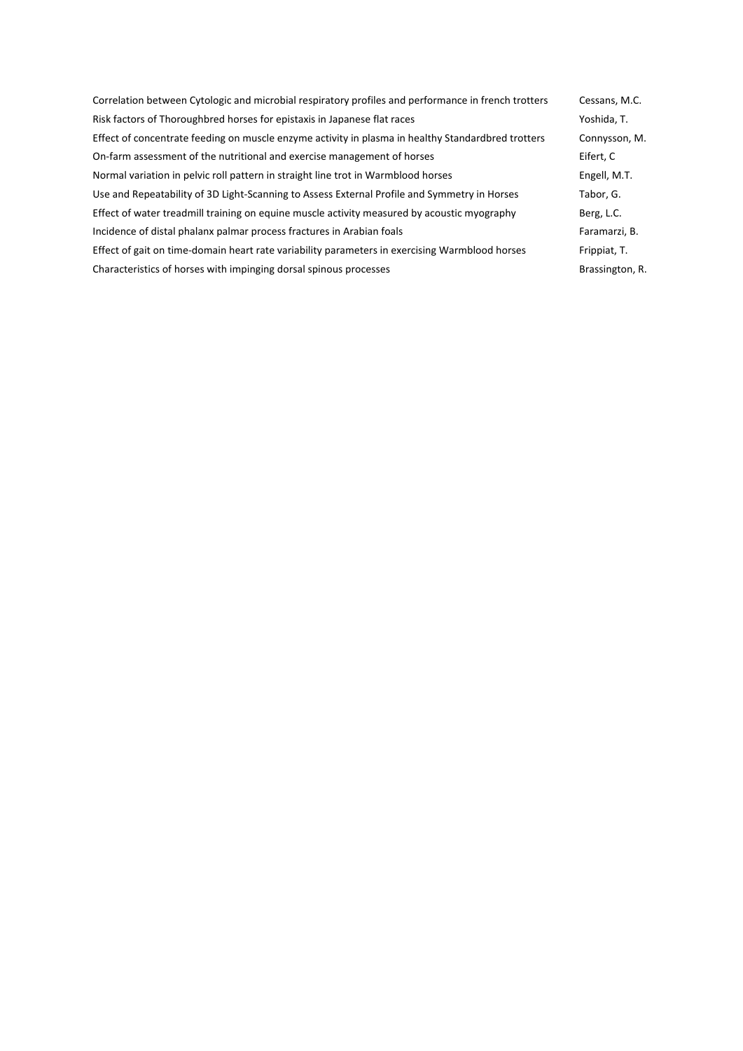| | |
|---|---|
| Correlation between Cytologic and microbial respiratory profiles and performance in french trotters | Cessans, M.C. |
| Risk factors of Thoroughbred horses for epistaxis in Japanese flat races | Yoshida, T. |
| Effect of concentrate feeding on muscle enzyme activity in plasma in healthy Standardbred trotters | Connysson, M. |
| On-farm assessment of the nutritional and exercise management of horses | Eifert, C |
| Normal variation in pelvic roll pattern in straight line trot in Warmblood horses | Engell, M.T. |
| Use and Repeatability of 3D Light-Scanning to Assess External Profile and Symmetry in Horses | Tabor, G. |
| Effect of water treadmill training on equine muscle activity measured by acoustic myography | Berg, L.C. |
| Incidence of distal phalanx palmar process fractures in Arabian foals | Faramarzi, B. |
| Effect of gait on time-domain heart rate variability parameters in exercising Warmblood horses | Frippiat, T. |
| Characteristics of horses with impinging dorsal spinous processes | Brassington, R. |